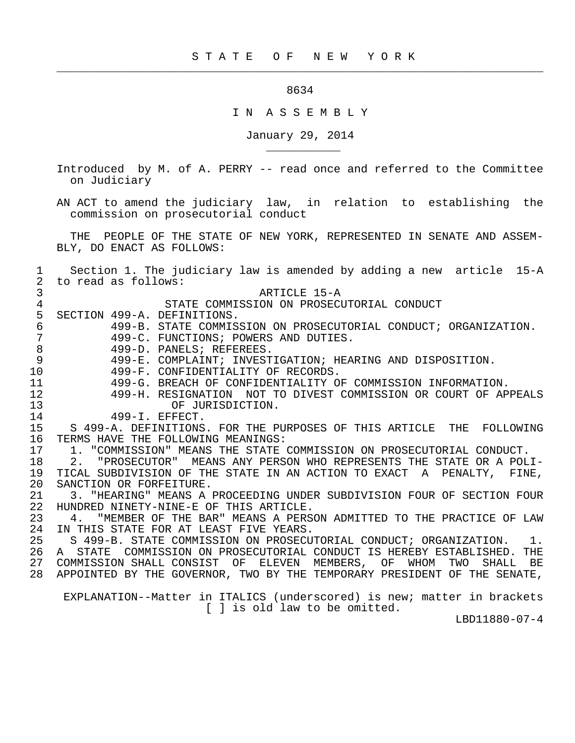# S T A T E O F N E W Y O R K

8634

I N A S S E M B L Y

January 29, 2014

Introduced by M. of A. PERRY -- read once and referred to the Committee on Judiciary

AN ACT to amend the judiciary law, in relation to establishing the commission on prosecutorial conduct

THE PEOPLE OF THE STATE OF NEW YORK, REPRESENTED IN SENATE AND ASSEMBLY, DO ENACT AS FOLLOWS:

Section 1. The judiciary law is amended by adding a new article 15-A to read as follows:

ARTICLE 15-A
STATE COMMISSION ON PROSECUTORIAL CONDUCT

SECTION 499-A. DEFINITIONS.
499-B. STATE COMMISSION ON PROSECUTORIAL CONDUCT; ORGANIZATION.
499-C. FUNCTIONS; POWERS AND DUTIES.
499-D. PANELS; REFEREES.
499-E. COMPLAINT; INVESTIGATION; HEARING AND DISPOSITION.
499-F. CONFIDENTIALITY OF RECORDS.
499-G. BREACH OF CONFIDENTIALITY OF COMMISSION INFORMATION.
499-H. RESIGNATION NOT TO DIVEST COMMISSION OR COURT OF APPEALS OF JURISDICTION.
499-I. EFFECT.

S 499-A. DEFINITIONS. FOR THE PURPOSES OF THIS ARTICLE THE FOLLOWING TERMS HAVE THE FOLLOWING MEANINGS:

1. "COMMISSION" MEANS THE STATE COMMISSION ON PROSECUTORIAL CONDUCT.

2. "PROSECUTOR" MEANS ANY PERSON WHO REPRESENTS THE STATE OR A POLITICAL SUBDIVISION OF THE STATE IN AN ACTION TO EXACT A PENALTY, FINE, SANCTION OR FORFEITURE.

3. "HEARING" MEANS A PROCEEDING UNDER SUBDIVISION FOUR OF SECTION FOUR HUNDRED NINETY-NINE-E OF THIS ARTICLE.

4. "MEMBER OF THE BAR" MEANS A PERSON ADMITTED TO THE PRACTICE OF LAW IN THIS STATE FOR AT LEAST FIVE YEARS.

S 499-B. STATE COMMISSION ON PROSECUTORIAL CONDUCT; ORGANIZATION. 1. A STATE COMMISSION ON PROSECUTORIAL CONDUCT IS HEREBY ESTABLISHED. THE COMMISSION SHALL CONSIST OF ELEVEN MEMBERS, OF WHOM TWO SHALL BE APPOINTED BY THE GOVERNOR, TWO BY THE TEMPORARY PRESIDENT OF THE SENATE,

EXPLANATION--Matter in ITALICS (underscored) is new; matter in brackets [ ] is old law to be omitted.

LBD11880-07-4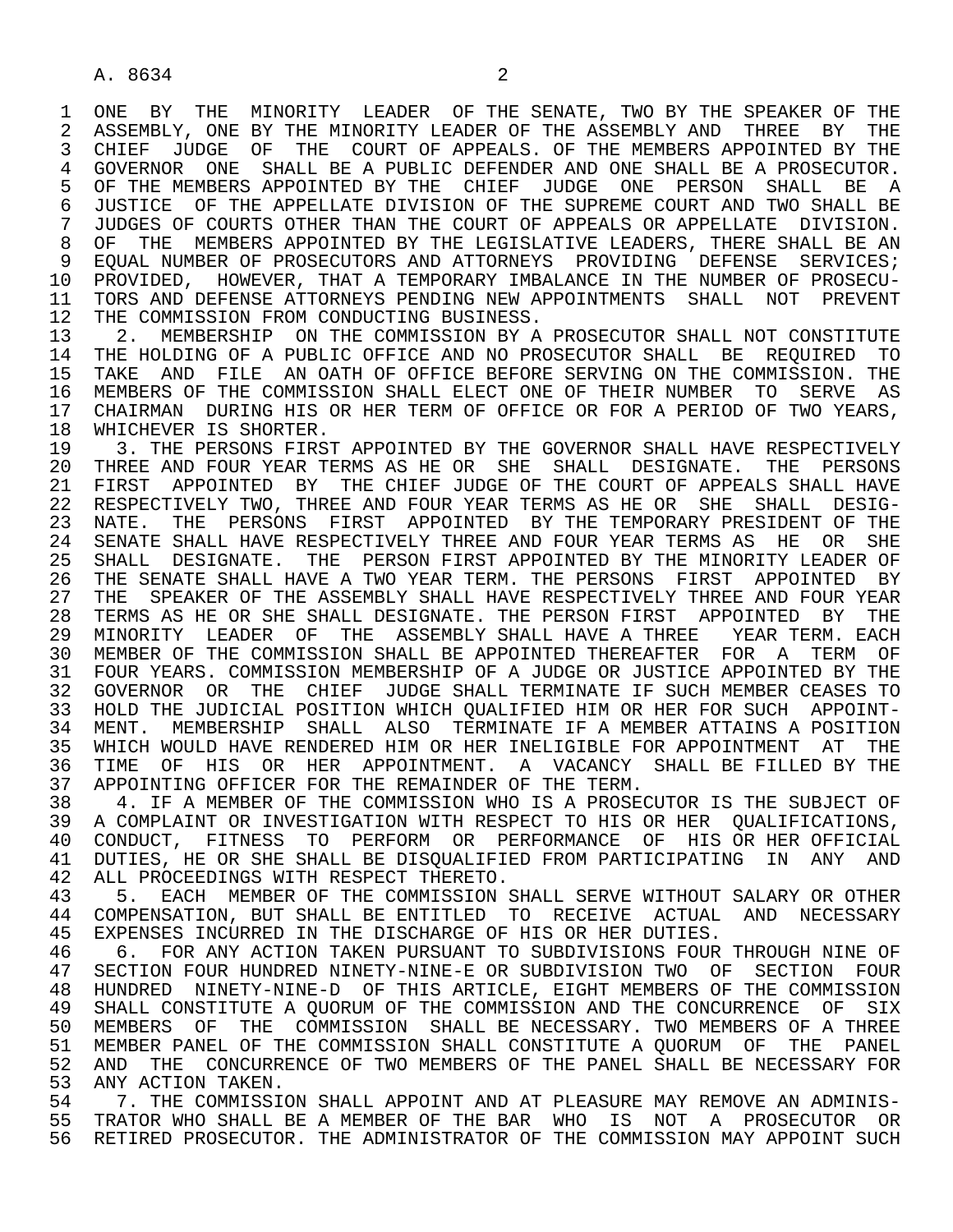ONE BY THE MINORITY LEADER OF THE SENATE, TWO BY THE SPEAKER OF THE ASSEMBLY, ONE BY THE MINORITY LEADER OF THE ASSEMBLY AND THREE BY THE CHIEF JUDGE OF THE COURT OF APPEALS. OF THE MEMBERS APPOINTED BY THE GOVERNOR ONE SHALL BE A PUBLIC DEFENDER AND ONE SHALL BE A PROSECUTOR. OF THE MEMBERS APPOINTED BY THE CHIEF JUDGE ONE PERSON SHALL BE A JUSTICE OF THE APPELLATE DIVISION OF THE SUPREME COURT AND TWO SHALL BE JUDGES OF COURTS OTHER THAN THE COURT OF APPEALS OR APPELLATE DIVISION. OF THE MEMBERS APPOINTED BY THE LEGISLATIVE LEADERS, THERE SHALL BE AN EQUAL NUMBER OF PROSECUTORS AND ATTORNEYS PROVIDING DEFENSE SERVICES; PROVIDED, HOWEVER, THAT A TEMPORARY IMBALANCE IN THE NUMBER OF PROSECUTORS AND DEFENSE ATTORNEYS PENDING NEW APPOINTMENTS SHALL NOT PREVENT THE COMMISSION FROM CONDUCTING BUSINESS.

2. MEMBERSHIP ON THE COMMISSION BY A PROSECUTOR SHALL NOT CONSTITUTE THE HOLDING OF A PUBLIC OFFICE AND NO PROSECUTOR SHALL BE REQUIRED TO TAKE AND FILE AN OATH OF OFFICE BEFORE SERVING ON THE COMMISSION. THE MEMBERS OF THE COMMISSION SHALL ELECT ONE OF THEIR NUMBER TO SERVE AS CHAIRMAN DURING HIS OR HER TERM OF OFFICE OR FOR A PERIOD OF TWO YEARS, WHICHEVER IS SHORTER.

3. THE PERSONS FIRST APPOINTED BY THE GOVERNOR SHALL HAVE RESPECTIVELY THREE AND FOUR YEAR TERMS AS HE OR SHE SHALL DESIGNATE. THE PERSONS FIRST APPOINTED BY THE CHIEF JUDGE OF THE COURT OF APPEALS SHALL HAVE RESPECTIVELY TWO, THREE AND FOUR YEAR TERMS AS HE OR SHE SHALL DESIGNATE. THE PERSONS FIRST APPOINTED BY THE TEMPORARY PRESIDENT OF THE SENATE SHALL HAVE RESPECTIVELY THREE AND FOUR YEAR TERMS AS HE OR SHE SHALL DESIGNATE. THE PERSON FIRST APPOINTED BY THE MINORITY LEADER OF THE SENATE SHALL HAVE A TWO YEAR TERM. THE PERSONS FIRST APPOINTED BY THE SPEAKER OF THE ASSEMBLY SHALL HAVE RESPECTIVELY THREE AND FOUR YEAR TERMS AS HE OR SHE SHALL DESIGNATE. THE PERSON FIRST APPOINTED BY THE MINORITY LEADER OF THE ASSEMBLY SHALL HAVE A THREE YEAR TERM. EACH MEMBER OF THE COMMISSION SHALL BE APPOINTED THEREAFTER FOR A TERM OF FOUR YEARS. COMMISSION MEMBERSHIP OF A JUDGE OR JUSTICE APPOINTED BY THE GOVERNOR OR THE CHIEF JUDGE SHALL TERMINATE IF SUCH MEMBER CEASES TO HOLD THE JUDICIAL POSITION WHICH QUALIFIED HIM OR HER FOR SUCH APPOINTMENT. MEMBERSHIP SHALL ALSO TERMINATE IF A MEMBER ATTAINS A POSITION WHICH WOULD HAVE RENDERED HIM OR HER INELIGIBLE FOR APPOINTMENT AT THE TIME OF HIS OR HER APPOINTMENT. A VACANCY SHALL BE FILLED BY THE APPOINTING OFFICER FOR THE REMAINDER OF THE TERM.

4. IF A MEMBER OF THE COMMISSION WHO IS A PROSECUTOR IS THE SUBJECT OF A COMPLAINT OR INVESTIGATION WITH RESPECT TO HIS OR HER QUALIFICATIONS, CONDUCT, FITNESS TO PERFORM OR PERFORMANCE OF HIS OR HER OFFICIAL DUTIES, HE OR SHE SHALL BE DISQUALIFIED FROM PARTICIPATING IN ANY AND ALL PROCEEDINGS WITH RESPECT THERETO.

5. EACH MEMBER OF THE COMMISSION SHALL SERVE WITHOUT SALARY OR OTHER COMPENSATION, BUT SHALL BE ENTITLED TO RECEIVE ACTUAL AND NECESSARY EXPENSES INCURRED IN THE DISCHARGE OF HIS OR HER DUTIES.

6. FOR ANY ACTION TAKEN PURSUANT TO SUBDIVISIONS FOUR THROUGH NINE OF SECTION FOUR HUNDRED NINETY-NINE-E OR SUBDIVISION TWO OF SECTION FOUR HUNDRED NINETY-NINE-D OF THIS ARTICLE, EIGHT MEMBERS OF THE COMMISSION SHALL CONSTITUTE A QUORUM OF THE COMMISSION AND THE CONCURRENCE OF SIX MEMBERS OF THE COMMISSION SHALL BE NECESSARY. TWO MEMBERS OF A THREE MEMBER PANEL OF THE COMMISSION SHALL CONSTITUTE A QUORUM OF THE PANEL AND THE CONCURRENCE OF TWO MEMBERS OF THE PANEL SHALL BE NECESSARY FOR ANY ACTION TAKEN.

7. THE COMMISSION SHALL APPOINT AND AT PLEASURE MAY REMOVE AN ADMINISTRATOR WHO SHALL BE A MEMBER OF THE BAR WHO IS NOT A PROSECUTOR OR RETIRED PROSECUTOR. THE ADMINISTRATOR OF THE COMMISSION MAY APPOINT SUCH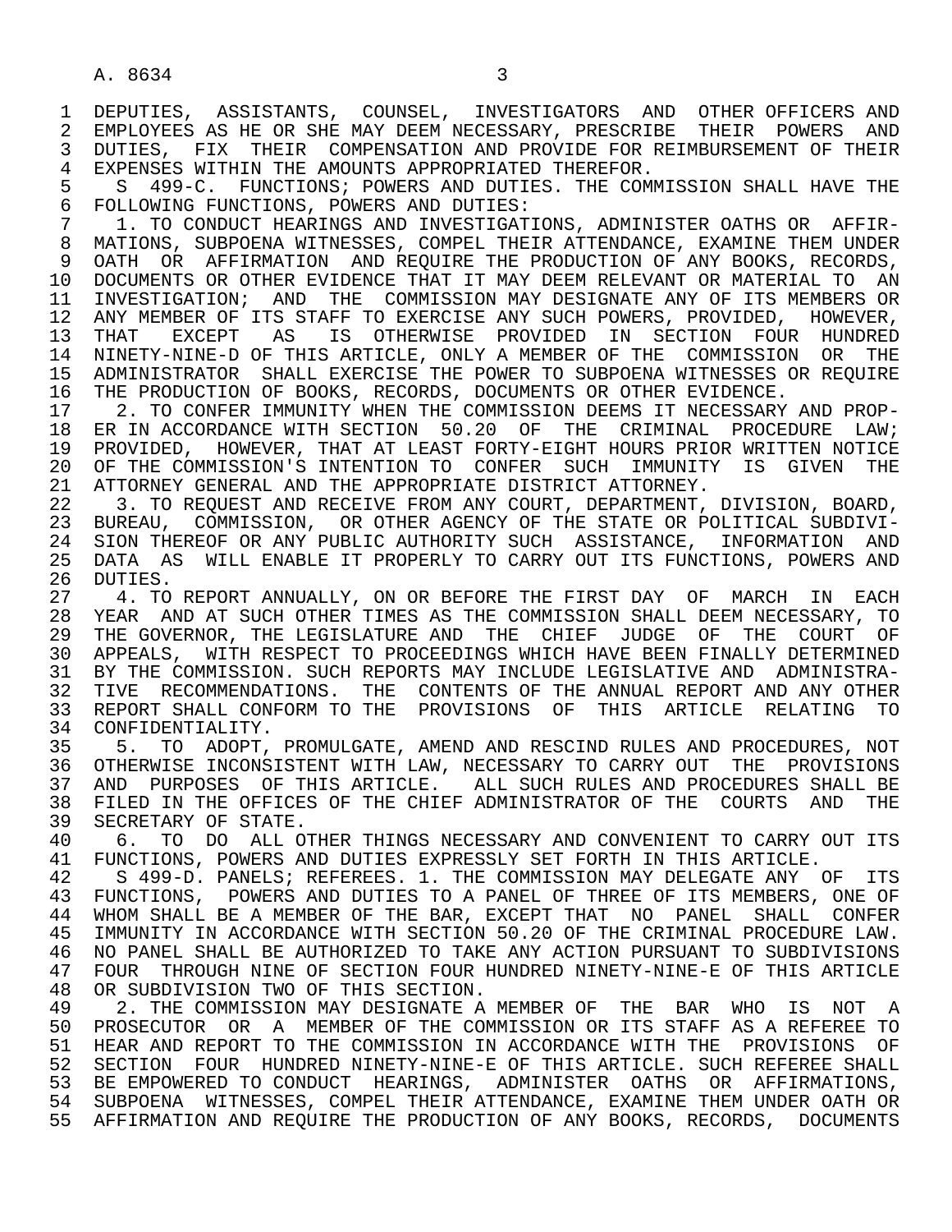DEPUTIES, ASSISTANTS, COUNSEL, INVESTIGATORS AND OTHER OFFICERS AND EMPLOYEES AS HE OR SHE MAY DEEM NECESSARY, PRESCRIBE THEIR POWERS AND DUTIES, FIX THEIR COMPENSATION AND PROVIDE FOR REIMBURSEMENT OF THEIR EXPENSES WITHIN THE AMOUNTS APPROPRIATED THEREFOR.

S 499-C. FUNCTIONS; POWERS AND DUTIES. THE COMMISSION SHALL HAVE THE FOLLOWING FUNCTIONS, POWERS AND DUTIES:

1. TO CONDUCT HEARINGS AND INVESTIGATIONS, ADMINISTER OATHS OR AFFIRMATIONS, SUBPOENA WITNESSES, COMPEL THEIR ATTENDANCE, EXAMINE THEM UNDER OATH OR AFFIRMATION AND REQUIRE THE PRODUCTION OF ANY BOOKS, RECORDS, DOCUMENTS OR OTHER EVIDENCE THAT IT MAY DEEM RELEVANT OR MATERIAL TO AN INVESTIGATION; AND THE COMMISSION MAY DESIGNATE ANY OF ITS MEMBERS OR ANY MEMBER OF ITS STAFF TO EXERCISE ANY SUCH POWERS, PROVIDED, HOWEVER, THAT EXCEPT AS IS OTHERWISE PROVIDED IN SECTION FOUR HUNDRED NINETY-NINE-D OF THIS ARTICLE, ONLY A MEMBER OF THE COMMISSION OR THE ADMINISTRATOR SHALL EXERCISE THE POWER TO SUBPOENA WITNESSES OR REQUIRE THE PRODUCTION OF BOOKS, RECORDS, DOCUMENTS OR OTHER EVIDENCE.

2. TO CONFER IMMUNITY WHEN THE COMMISSION DEEMS IT NECESSARY AND PROPER IN ACCORDANCE WITH SECTION 50.20 OF THE CRIMINAL PROCEDURE LAW; PROVIDED, HOWEVER, THAT AT LEAST FORTY-EIGHT HOURS PRIOR WRITTEN NOTICE OF THE COMMISSION'S INTENTION TO CONFER SUCH IMMUNITY IS GIVEN THE ATTORNEY GENERAL AND THE APPROPRIATE DISTRICT ATTORNEY.

3. TO REQUEST AND RECEIVE FROM ANY COURT, DEPARTMENT, DIVISION, BOARD, BUREAU, COMMISSION, OR OTHER AGENCY OF THE STATE OR POLITICAL SUBDIVISION THEREOF OR ANY PUBLIC AUTHORITY SUCH ASSISTANCE, INFORMATION AND DATA AS WILL ENABLE IT PROPERLY TO CARRY OUT ITS FUNCTIONS, POWERS AND DUTIES.

4. TO REPORT ANNUALLY, ON OR BEFORE THE FIRST DAY OF MARCH IN EACH YEAR AND AT SUCH OTHER TIMES AS THE COMMISSION SHALL DEEM NECESSARY, TO THE GOVERNOR, THE LEGISLATURE AND THE CHIEF JUDGE OF THE COURT OF APPEALS, WITH RESPECT TO PROCEEDINGS WHICH HAVE BEEN FINALLY DETERMINED BY THE COMMISSION. SUCH REPORTS MAY INCLUDE LEGISLATIVE AND ADMINISTRATIVE RECOMMENDATIONS. THE CONTENTS OF THE ANNUAL REPORT AND ANY OTHER REPORT SHALL CONFORM TO THE PROVISIONS OF THIS ARTICLE RELATING TO CONFIDENTIALITY.

5. TO ADOPT, PROMULGATE, AMEND AND RESCIND RULES AND PROCEDURES, NOT OTHERWISE INCONSISTENT WITH LAW, NECESSARY TO CARRY OUT THE PROVISIONS AND PURPOSES OF THIS ARTICLE. ALL SUCH RULES AND PROCEDURES SHALL BE FILED IN THE OFFICES OF THE CHIEF ADMINISTRATOR OF THE COURTS AND THE SECRETARY OF STATE.

6. TO DO ALL OTHER THINGS NECESSARY AND CONVENIENT TO CARRY OUT ITS FUNCTIONS, POWERS AND DUTIES EXPRESSLY SET FORTH IN THIS ARTICLE.

S 499-D. PANELS; REFEREES. 1. THE COMMISSION MAY DELEGATE ANY OF ITS FUNCTIONS, POWERS AND DUTIES TO A PANEL OF THREE OF ITS MEMBERS, ONE OF WHOM SHALL BE A MEMBER OF THE BAR, EXCEPT THAT NO PANEL SHALL CONFER IMMUNITY IN ACCORDANCE WITH SECTION 50.20 OF THE CRIMINAL PROCEDURE LAW. NO PANEL SHALL BE AUTHORIZED TO TAKE ANY ACTION PURSUANT TO SUBDIVISIONS FOUR THROUGH NINE OF SECTION FOUR HUNDRED NINETY-NINE-E OF THIS ARTICLE OR SUBDIVISION TWO OF THIS SECTION.

2. THE COMMISSION MAY DESIGNATE A MEMBER OF THE BAR WHO IS NOT A PROSECUTOR OR A MEMBER OF THE COMMISSION OR ITS STAFF AS A REFEREE TO HEAR AND REPORT TO THE COMMISSION IN ACCORDANCE WITH THE PROVISIONS OF SECTION FOUR HUNDRED NINETY-NINE-E OF THIS ARTICLE. SUCH REFEREE SHALL BE EMPOWERED TO CONDUCT HEARINGS, ADMINISTER OATHS OR AFFIRMATIONS, SUBPOENA WITNESSES, COMPEL THEIR ATTENDANCE, EXAMINE THEM UNDER OATH OR AFFIRMATION AND REQUIRE THE PRODUCTION OF ANY BOOKS, RECORDS, DOCUMENTS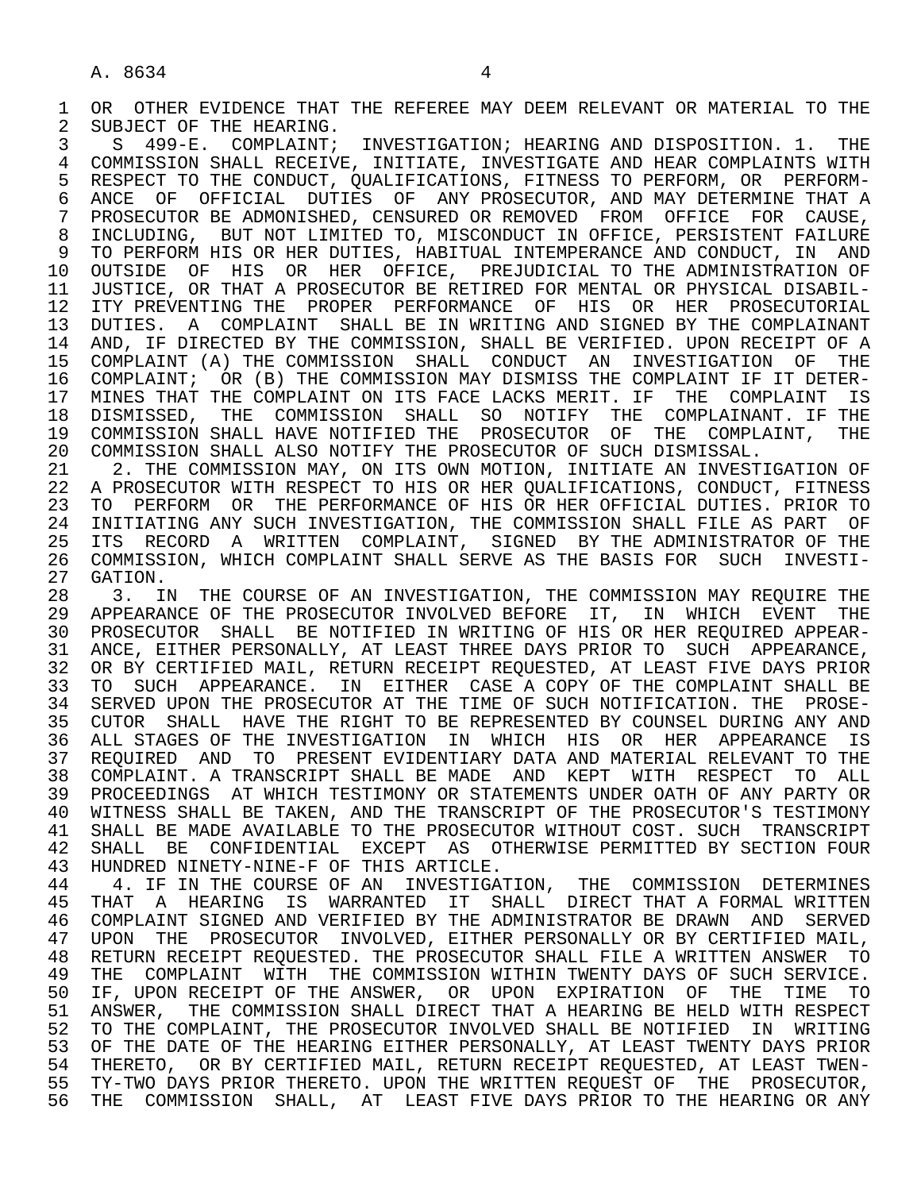OR OTHER EVIDENCE THAT THE REFEREE MAY DEEM RELEVANT OR MATERIAL TO THE SUBJECT OF THE HEARING.

S 499-E. COMPLAINT; INVESTIGATION; HEARING AND DISPOSITION. 1. THE COMMISSION SHALL RECEIVE, INITIATE, INVESTIGATE AND HEAR COMPLAINTS WITH RESPECT TO THE CONDUCT, QUALIFICATIONS, FITNESS TO PERFORM, OR PERFORMANCE OF OFFICIAL DUTIES OF ANY PROSECUTOR, AND MAY DETERMINE THAT A PROSECUTOR BE ADMONISHED, CENSURED OR REMOVED FROM OFFICE FOR CAUSE, INCLUDING, BUT NOT LIMITED TO, MISCONDUCT IN OFFICE, PERSISTENT FAILURE TO PERFORM HIS OR HER DUTIES, HABITUAL INTEMPERANCE AND CONDUCT, IN AND OUTSIDE OF HIS OR HER OFFICE, PREJUDICIAL TO THE ADMINISTRATION OF JUSTICE, OR THAT A PROSECUTOR BE RETIRED FOR MENTAL OR PHYSICAL DISABILITY PREVENTING THE PROPER PERFORMANCE OF HIS OR HER PROSECUTORIAL DUTIES. A COMPLAINT SHALL BE IN WRITING AND SIGNED BY THE COMPLAINANT AND, IF DIRECTED BY THE COMMISSION, SHALL BE VERIFIED. UPON RECEIPT OF A COMPLAINT (A) THE COMMISSION SHALL CONDUCT AN INVESTIGATION OF THE COMPLAINT; OR (B) THE COMMISSION MAY DISMISS THE COMPLAINT IF IT DETERMINES THAT THE COMPLAINT ON ITS FACE LACKS MERIT. IF THE COMPLAINT IS DISMISSED, THE COMMISSION SHALL SO NOTIFY THE COMPLAINANT. IF THE COMMISSION SHALL HAVE NOTIFIED THE PROSECUTOR OF THE COMPLAINT, THE COMMISSION SHALL ALSO NOTIFY THE PROSECUTOR OF SUCH DISMISSAL.

2. THE COMMISSION MAY, ON ITS OWN MOTION, INITIATE AN INVESTIGATION OF A PROSECUTOR WITH RESPECT TO HIS OR HER QUALIFICATIONS, CONDUCT, FITNESS TO PERFORM OR THE PERFORMANCE OF HIS OR HER OFFICIAL DUTIES. PRIOR TO INITIATING ANY SUCH INVESTIGATION, THE COMMISSION SHALL FILE AS PART OF ITS RECORD A WRITTEN COMPLAINT, SIGNED BY THE ADMINISTRATOR OF THE COMMISSION, WHICH COMPLAINT SHALL SERVE AS THE BASIS FOR SUCH INVESTIGATION.

3. IN THE COURSE OF AN INVESTIGATION, THE COMMISSION MAY REQUIRE THE APPEARANCE OF THE PROSECUTOR INVOLVED BEFORE IT, IN WHICH EVENT THE PROSECUTOR SHALL BE NOTIFIED IN WRITING OF HIS OR HER REQUIRED APPEARANCE, EITHER PERSONALLY, AT LEAST THREE DAYS PRIOR TO SUCH APPEARANCE, OR BY CERTIFIED MAIL, RETURN RECEIPT REQUESTED, AT LEAST FIVE DAYS PRIOR TO SUCH APPEARANCE. IN EITHER CASE A COPY OF THE COMPLAINT SHALL BE SERVED UPON THE PROSECUTOR AT THE TIME OF SUCH NOTIFICATION. THE PROSECUTOR SHALL HAVE THE RIGHT TO BE REPRESENTED BY COUNSEL DURING ANY AND ALL STAGES OF THE INVESTIGATION IN WHICH HIS OR HER APPEARANCE IS REQUIRED AND TO PRESENT EVIDENTIARY DATA AND MATERIAL RELEVANT TO THE COMPLAINT. A TRANSCRIPT SHALL BE MADE AND KEPT WITH RESPECT TO ALL PROCEEDINGS AT WHICH TESTIMONY OR STATEMENTS UNDER OATH OF ANY PARTY OR WITNESS SHALL BE TAKEN, AND THE TRANSCRIPT OF THE PROSECUTOR'S TESTIMONY SHALL BE MADE AVAILABLE TO THE PROSECUTOR WITHOUT COST. SUCH TRANSCRIPT SHALL BE CONFIDENTIAL EXCEPT AS OTHERWISE PERMITTED BY SECTION FOUR HUNDRED NINETY-NINE-F OF THIS ARTICLE.

4. IF IN THE COURSE OF AN INVESTIGATION, THE COMMISSION DETERMINES THAT A HEARING IS WARRANTED IT SHALL DIRECT THAT A FORMAL WRITTEN COMPLAINT SIGNED AND VERIFIED BY THE ADMINISTRATOR BE DRAWN AND SERVED UPON THE PROSECUTOR INVOLVED, EITHER PERSONALLY OR BY CERTIFIED MAIL, RETURN RECEIPT REQUESTED. THE PROSECUTOR SHALL FILE A WRITTEN ANSWER TO THE COMPLAINT WITH THE COMMISSION WITHIN TWENTY DAYS OF SUCH SERVICE. IF, UPON RECEIPT OF THE ANSWER, OR UPON EXPIRATION OF THE TIME TO ANSWER, THE COMMISSION SHALL DIRECT THAT A HEARING BE HELD WITH RESPECT TO THE COMPLAINT, THE PROSECUTOR INVOLVED SHALL BE NOTIFIED IN WRITING OF THE DATE OF THE HEARING EITHER PERSONALLY, AT LEAST TWENTY DAYS PRIOR THERETO, OR BY CERTIFIED MAIL, RETURN RECEIPT REQUESTED, AT LEAST TWENTY-TWO DAYS PRIOR THERETO. UPON THE WRITTEN REQUEST OF THE PROSECUTOR, THE COMMISSION SHALL, AT LEAST FIVE DAYS PRIOR TO THE HEARING OR ANY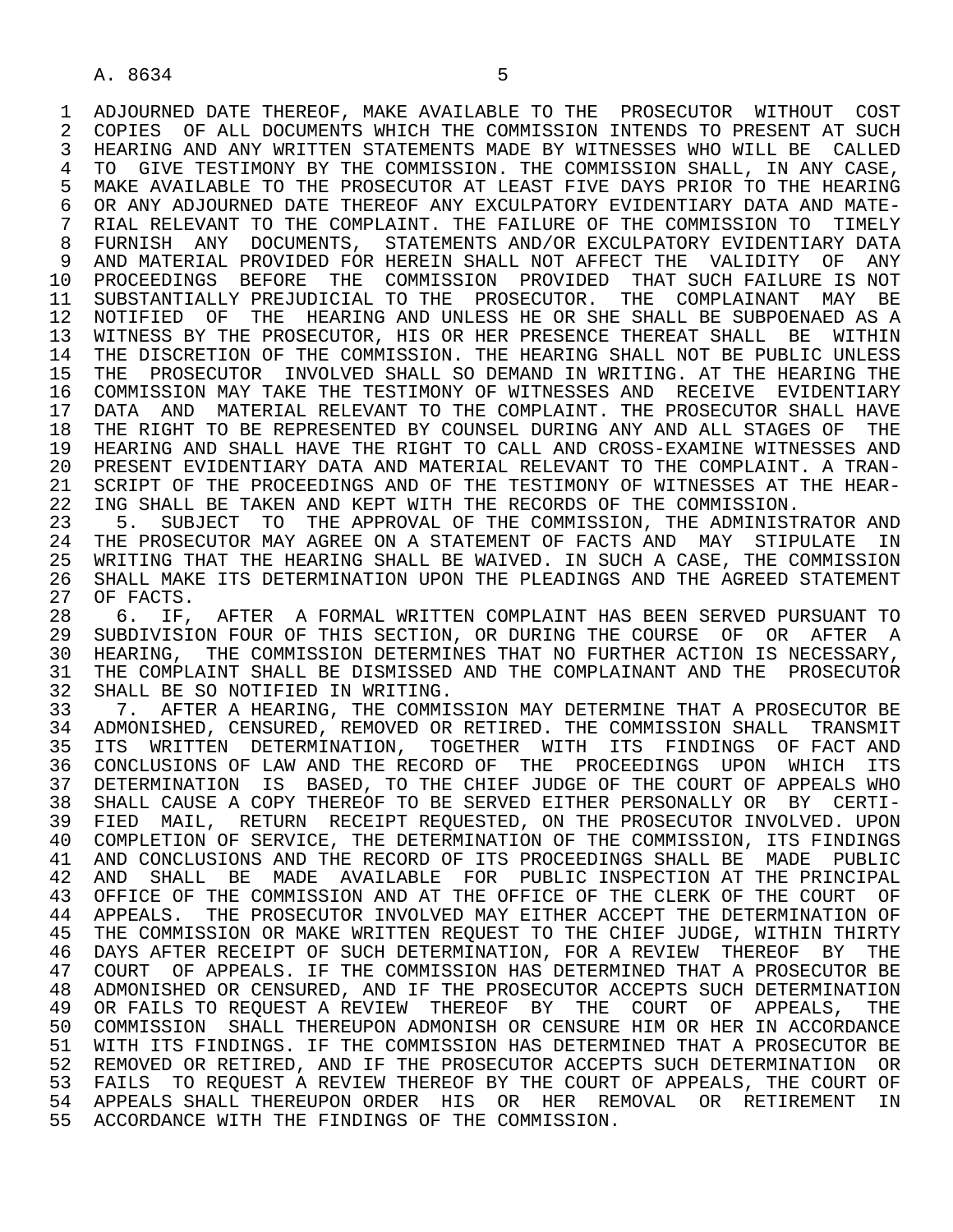ADJOURNED DATE THEREOF, MAKE AVAILABLE TO THE PROSECUTOR WITHOUT COST COPIES OF ALL DOCUMENTS WHICH THE COMMISSION INTENDS TO PRESENT AT SUCH HEARING AND ANY WRITTEN STATEMENTS MADE BY WITNESSES WHO WILL BE CALLED TO GIVE TESTIMONY BY THE COMMISSION. THE COMMISSION SHALL, IN ANY CASE, MAKE AVAILABLE TO THE PROSECUTOR AT LEAST FIVE DAYS PRIOR TO THE HEARING OR ANY ADJOURNED DATE THEREOF ANY EXCULPATORY EVIDENTIARY DATA AND MATERIAL RELEVANT TO THE COMPLAINT. THE FAILURE OF THE COMMISSION TO TIMELY FURNISH ANY DOCUMENTS, STATEMENTS AND/OR EXCULPATORY EVIDENTIARY DATA AND MATERIAL PROVIDED FOR HEREIN SHALL NOT AFFECT THE VALIDITY OF ANY PROCEEDINGS BEFORE THE COMMISSION PROVIDED THAT SUCH FAILURE IS NOT SUBSTANTIALLY PREJUDICIAL TO THE PROSECUTOR. THE COMPLAINANT MAY BE NOTIFIED OF THE HEARING AND UNLESS HE OR SHE SHALL BE SUBPOENAED AS A WITNESS BY THE PROSECUTOR, HIS OR HER PRESENCE THEREAT SHALL BE WITHIN THE DISCRETION OF THE COMMISSION. THE HEARING SHALL NOT BE PUBLIC UNLESS THE PROSECUTOR INVOLVED SHALL SO DEMAND IN WRITING. AT THE HEARING THE COMMISSION MAY TAKE THE TESTIMONY OF WITNESSES AND RECEIVE EVIDENTIARY DATA AND MATERIAL RELEVANT TO THE COMPLAINT. THE PROSECUTOR SHALL HAVE THE RIGHT TO BE REPRESENTED BY COUNSEL DURING ANY AND ALL STAGES OF THE HEARING AND SHALL HAVE THE RIGHT TO CALL AND CROSS-EXAMINE WITNESSES AND PRESENT EVIDENTIARY DATA AND MATERIAL RELEVANT TO THE COMPLAINT. A TRANSCRIPT OF THE PROCEEDINGS AND OF THE TESTIMONY OF WITNESSES AT THE HEARING SHALL BE TAKEN AND KEPT WITH THE RECORDS OF THE COMMISSION.

5. SUBJECT TO THE APPROVAL OF THE COMMISSION, THE ADMINISTRATOR AND THE PROSECUTOR MAY AGREE ON A STATEMENT OF FACTS AND MAY STIPULATE IN WRITING THAT THE HEARING SHALL BE WAIVED. IN SUCH A CASE, THE COMMISSION SHALL MAKE ITS DETERMINATION UPON THE PLEADINGS AND THE AGREED STATEMENT OF FACTS.

6. IF, AFTER A FORMAL WRITTEN COMPLAINT HAS BEEN SERVED PURSUANT TO SUBDIVISION FOUR OF THIS SECTION, OR DURING THE COURSE OF OR AFTER A HEARING, THE COMMISSION DETERMINES THAT NO FURTHER ACTION IS NECESSARY, THE COMPLAINT SHALL BE DISMISSED AND THE COMPLAINANT AND THE PROSECUTOR SHALL BE SO NOTIFIED IN WRITING.

7. AFTER A HEARING, THE COMMISSION MAY DETERMINE THAT A PROSECUTOR BE ADMONISHED, CENSURED, REMOVED OR RETIRED. THE COMMISSION SHALL TRANSMIT ITS WRITTEN DETERMINATION, TOGETHER WITH ITS FINDINGS OF FACT AND CONCLUSIONS OF LAW AND THE RECORD OF THE PROCEEDINGS UPON WHICH ITS DETERMINATION IS BASED, TO THE CHIEF JUDGE OF THE COURT OF APPEALS WHO SHALL CAUSE A COPY THEREOF TO BE SERVED EITHER PERSONALLY OR BY CERTIFIED MAIL, RETURN RECEIPT REQUESTED, ON THE PROSECUTOR INVOLVED. UPON COMPLETION OF SERVICE, THE DETERMINATION OF THE COMMISSION, ITS FINDINGS AND CONCLUSIONS AND THE RECORD OF ITS PROCEEDINGS SHALL BE MADE PUBLIC AND SHALL BE MADE AVAILABLE FOR PUBLIC INSPECTION AT THE PRINCIPAL OFFICE OF THE COMMISSION AND AT THE OFFICE OF THE CLERK OF THE COURT OF APPEALS. THE PROSECUTOR INVOLVED MAY EITHER ACCEPT THE DETERMINATION OF THE COMMISSION OR MAKE WRITTEN REQUEST TO THE CHIEF JUDGE, WITHIN THIRTY DAYS AFTER RECEIPT OF SUCH DETERMINATION, FOR A REVIEW THEREOF BY THE COURT OF APPEALS. IF THE COMMISSION HAS DETERMINED THAT A PROSECUTOR BE ADMONISHED OR CENSURED, AND IF THE PROSECUTOR ACCEPTS SUCH DETERMINATION OR FAILS TO REQUEST A REVIEW THEREOF BY THE COURT OF APPEALS, THE COMMISSION SHALL THEREUPON ADMONISH OR CENSURE HIM OR HER IN ACCORDANCE WITH ITS FINDINGS. IF THE COMMISSION HAS DETERMINED THAT A PROSECUTOR BE REMOVED OR RETIRED, AND IF THE PROSECUTOR ACCEPTS SUCH DETERMINATION OR FAILS TO REQUEST A REVIEW THEREOF BY THE COURT OF APPEALS, THE COURT OF APPEALS SHALL THEREUPON ORDER HIS OR HER REMOVAL OR RETIREMENT IN ACCORDANCE WITH THE FINDINGS OF THE COMMISSION.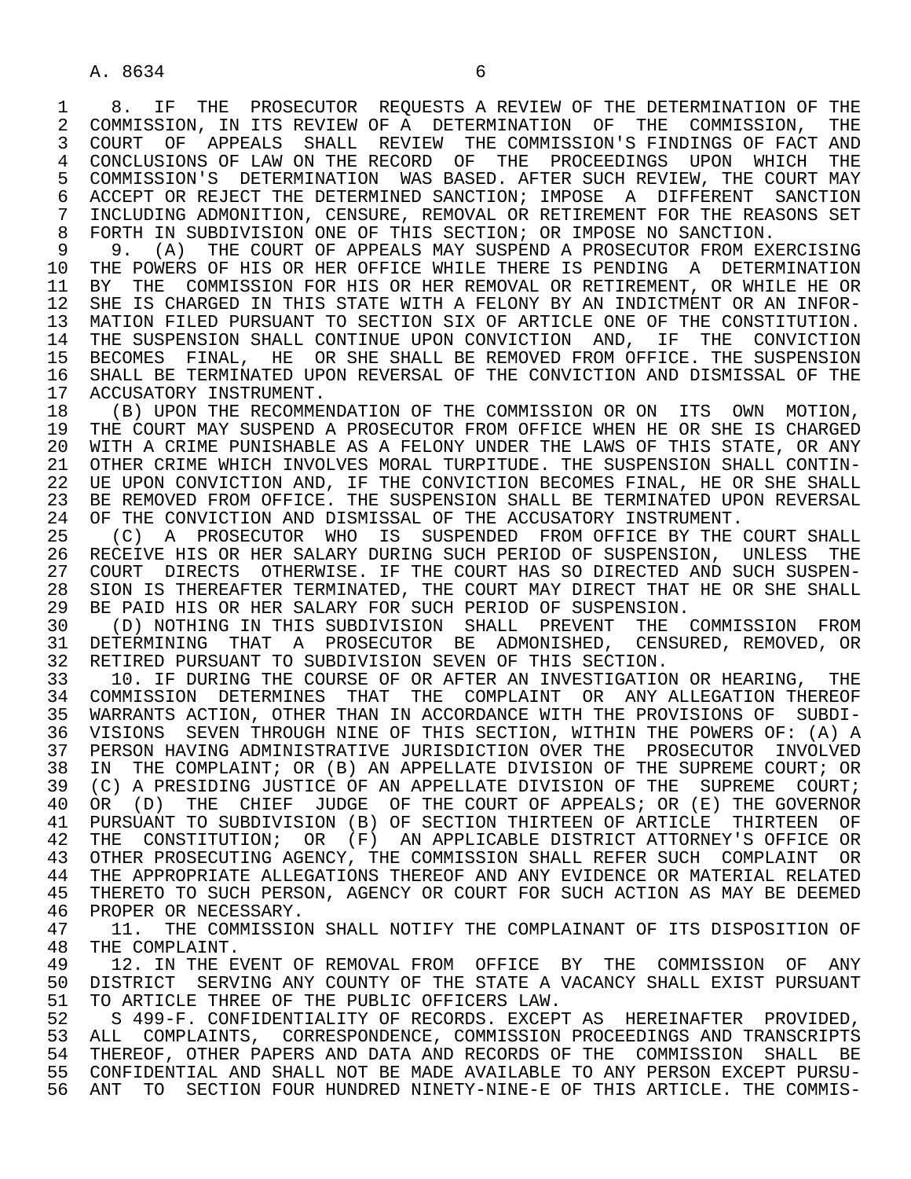8. IF THE PROSECUTOR REQUESTS A REVIEW OF THE DETERMINATION OF THE COMMISSION, IN ITS REVIEW OF A DETERMINATION OF THE COMMISSION, THE COURT OF APPEALS SHALL REVIEW THE COMMISSION'S FINDINGS OF FACT AND CONCLUSIONS OF LAW ON THE RECORD OF THE PROCEEDINGS UPON WHICH THE COMMISSION'S DETERMINATION WAS BASED. AFTER SUCH REVIEW, THE COURT MAY ACCEPT OR REJECT THE DETERMINED SANCTION; IMPOSE A DIFFERENT SANCTION INCLUDING ADMONITION, CENSURE, REMOVAL OR RETIREMENT FOR THE REASONS SET FORTH IN SUBDIVISION ONE OF THIS SECTION; OR IMPOSE NO SANCTION.

9. (A) THE COURT OF APPEALS MAY SUSPEND A PROSECUTOR FROM EXERCISING THE POWERS OF HIS OR HER OFFICE WHILE THERE IS PENDING A DETERMINATION BY THE COMMISSION FOR HIS OR HER REMOVAL OR RETIREMENT, OR WHILE HE OR SHE IS CHARGED IN THIS STATE WITH A FELONY BY AN INDICTMENT OR AN INFORMATION FILED PURSUANT TO SECTION SIX OF ARTICLE ONE OF THE CONSTITUTION. THE SUSPENSION SHALL CONTINUE UPON CONVICTION AND, IF THE CONVICTION BECOMES FINAL, HE OR SHE SHALL BE REMOVED FROM OFFICE. THE SUSPENSION SHALL BE TERMINATED UPON REVERSAL OF THE CONVICTION AND DISMISSAL OF THE ACCUSATORY INSTRUMENT.

(B) UPON THE RECOMMENDATION OF THE COMMISSION OR ON ITS OWN MOTION, THE COURT MAY SUSPEND A PROSECUTOR FROM OFFICE WHEN HE OR SHE IS CHARGED WITH A CRIME PUNISHABLE AS A FELONY UNDER THE LAWS OF THIS STATE, OR ANY OTHER CRIME WHICH INVOLVES MORAL TURPITUDE. THE SUSPENSION SHALL CONTINUE UPON CONVICTION AND, IF THE CONVICTION BECOMES FINAL, HE OR SHE SHALL BE REMOVED FROM OFFICE. THE SUSPENSION SHALL BE TERMINATED UPON REVERSAL OF THE CONVICTION AND DISMISSAL OF THE ACCUSATORY INSTRUMENT.

(C) A PROSECUTOR WHO IS SUSPENDED FROM OFFICE BY THE COURT SHALL RECEIVE HIS OR HER SALARY DURING SUCH PERIOD OF SUSPENSION, UNLESS THE COURT DIRECTS OTHERWISE. IF THE COURT HAS SO DIRECTED AND SUCH SUSPENSION IS THEREAFTER TERMINATED, THE COURT MAY DIRECT THAT HE OR SHE SHALL BE PAID HIS OR HER SALARY FOR SUCH PERIOD OF SUSPENSION.

(D) NOTHING IN THIS SUBDIVISION SHALL PREVENT THE COMMISSION FROM DETERMINING THAT A PROSECUTOR BE ADMONISHED, CENSURED, REMOVED, OR RETIRED PURSUANT TO SUBDIVISION SEVEN OF THIS SECTION.

10. IF DURING THE COURSE OF OR AFTER AN INVESTIGATION OR HEARING, THE COMMISSION DETERMINES THAT THE COMPLAINT OR ANY ALLEGATION THEREOF WARRANTS ACTION, OTHER THAN IN ACCORDANCE WITH THE PROVISIONS OF SUBDIVISIONS SEVEN THROUGH NINE OF THIS SECTION, WITHIN THE POWERS OF: (A) A PERSON HAVING ADMINISTRATIVE JURISDICTION OVER THE PROSECUTOR INVOLVED IN THE COMPLAINT; OR (B) AN APPELLATE DIVISION OF THE SUPREME COURT; OR (C) A PRESIDING JUSTICE OF AN APPELLATE DIVISION OF THE SUPREME COURT; OR (D) THE CHIEF JUDGE OF THE COURT OF APPEALS; OR (E) THE GOVERNOR PURSUANT TO SUBDIVISION (B) OF SECTION THIRTEEN OF ARTICLE THIRTEEN OF THE CONSTITUTION; OR (F) AN APPLICABLE DISTRICT ATTORNEY'S OFFICE OR OTHER PROSECUTING AGENCY, THE COMMISSION SHALL REFER SUCH COMPLAINT OR THE APPROPRIATE ALLEGATIONS THEREOF AND ANY EVIDENCE OR MATERIAL RELATED THERETO TO SUCH PERSON, AGENCY OR COURT FOR SUCH ACTION AS MAY BE DEEMED PROPER OR NECESSARY.

11. THE COMMISSION SHALL NOTIFY THE COMPLAINANT OF ITS DISPOSITION OF THE COMPLAINT.

12. IN THE EVENT OF REMOVAL FROM OFFICE BY THE COMMISSION OF ANY DISTRICT SERVING ANY COUNTY OF THE STATE A VACANCY SHALL EXIST PURSUANT TO ARTICLE THREE OF THE PUBLIC OFFICERS LAW.

S 499-F. CONFIDENTIALITY OF RECORDS. EXCEPT AS HEREINAFTER PROVIDED, ALL COMPLAINTS, CORRESPONDENCE, COMMISSION PROCEEDINGS AND TRANSCRIPTS THEREOF, OTHER PAPERS AND DATA AND RECORDS OF THE COMMISSION SHALL BE CONFIDENTIAL AND SHALL NOT BE MADE AVAILABLE TO ANY PERSON EXCEPT PURSUANT TO SECTION FOUR HUNDRED NINETY-NINE-E OF THIS ARTICLE. THE COMMIS-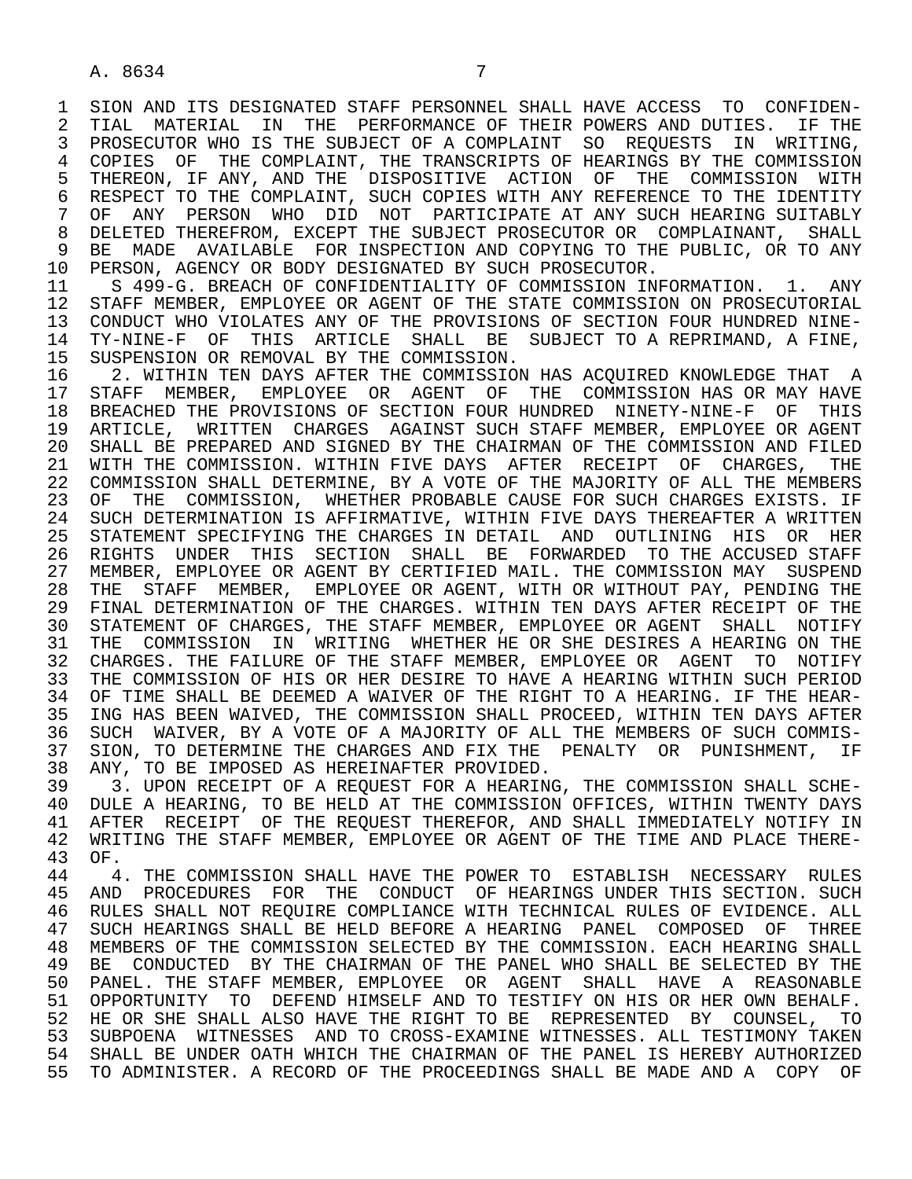SION AND ITS DESIGNATED STAFF PERSONNEL SHALL HAVE ACCESS TO CONFIDENTIAL MATERIAL IN THE PERFORMANCE OF THEIR POWERS AND DUTIES. IF THE PROSECUTOR WHO IS THE SUBJECT OF A COMPLAINT SO REQUESTS IN WRITING, COPIES OF THE COMPLAINT, THE TRANSCRIPTS OF HEARINGS BY THE COMMISSION THEREON, IF ANY, AND THE DISPOSITIVE ACTION OF THE COMMISSION WITH RESPECT TO THE COMPLAINT, SUCH COPIES WITH ANY REFERENCE TO THE IDENTITY OF ANY PERSON WHO DID NOT PARTICIPATE AT ANY SUCH HEARING SUITABLY DELETED THEREFROM, EXCEPT THE SUBJECT PROSECUTOR OR COMPLAINANT, SHALL BE MADE AVAILABLE FOR INSPECTION AND COPYING TO THE PUBLIC, OR TO ANY PERSON, AGENCY OR BODY DESIGNATED BY SUCH PROSECUTOR.

S 499-G. BREACH OF CONFIDENTIALITY OF COMMISSION INFORMATION. 1. ANY STAFF MEMBER, EMPLOYEE OR AGENT OF THE STATE COMMISSION ON PROSECUTORIAL CONDUCT WHO VIOLATES ANY OF THE PROVISIONS OF SECTION FOUR HUNDRED NINETY-NINE-F OF THIS ARTICLE SHALL BE SUBJECT TO A REPRIMAND, A FINE, SUSPENSION OR REMOVAL BY THE COMMISSION.

2. WITHIN TEN DAYS AFTER THE COMMISSION HAS ACQUIRED KNOWLEDGE THAT A STAFF MEMBER, EMPLOYEE OR AGENT OF THE COMMISSION HAS OR MAY HAVE BREACHED THE PROVISIONS OF SECTION FOUR HUNDRED NINETY-NINE-F OF THIS ARTICLE, WRITTEN CHARGES AGAINST SUCH STAFF MEMBER, EMPLOYEE OR AGENT SHALL BE PREPARED AND SIGNED BY THE CHAIRMAN OF THE COMMISSION AND FILED WITH THE COMMISSION. WITHIN FIVE DAYS AFTER RECEIPT OF CHARGES, THE COMMISSION SHALL DETERMINE, BY A VOTE OF THE MAJORITY OF ALL THE MEMBERS OF THE COMMISSION, WHETHER PROBABLE CAUSE FOR SUCH CHARGES EXISTS. IF SUCH DETERMINATION IS AFFIRMATIVE, WITHIN FIVE DAYS THEREAFTER A WRITTEN STATEMENT SPECIFYING THE CHARGES IN DETAIL AND OUTLINING HIS OR HER RIGHTS UNDER THIS SECTION SHALL BE FORWARDED TO THE ACCUSED STAFF MEMBER, EMPLOYEE OR AGENT BY CERTIFIED MAIL. THE COMMISSION MAY SUSPEND THE STAFF MEMBER, EMPLOYEE OR AGENT, WITH OR WITHOUT PAY, PENDING THE FINAL DETERMINATION OF THE CHARGES. WITHIN TEN DAYS AFTER RECEIPT OF THE STATEMENT OF CHARGES, THE STAFF MEMBER, EMPLOYEE OR AGENT SHALL NOTIFY THE COMMISSION IN WRITING WHETHER HE OR SHE DESIRES A HEARING ON THE CHARGES. THE FAILURE OF THE STAFF MEMBER, EMPLOYEE OR AGENT TO NOTIFY THE COMMISSION OF HIS OR HER DESIRE TO HAVE A HEARING WITHIN SUCH PERIOD OF TIME SHALL BE DEEMED A WAIVER OF THE RIGHT TO A HEARING. IF THE HEARING HAS BEEN WAIVED, THE COMMISSION SHALL PROCEED, WITHIN TEN DAYS AFTER SUCH WAIVER, BY A VOTE OF A MAJORITY OF ALL THE MEMBERS OF SUCH COMMISSION, TO DETERMINE THE CHARGES AND FIX THE PENALTY OR PUNISHMENT, IF ANY, TO BE IMPOSED AS HEREINAFTER PROVIDED.

3. UPON RECEIPT OF A REQUEST FOR A HEARING, THE COMMISSION SHALL SCHEDULE A HEARING, TO BE HELD AT THE COMMISSION OFFICES, WITHIN TWENTY DAYS AFTER RECEIPT OF THE REQUEST THEREFOR, AND SHALL IMMEDIATELY NOTIFY IN WRITING THE STAFF MEMBER, EMPLOYEE OR AGENT OF THE TIME AND PLACE THEREOF.

4. THE COMMISSION SHALL HAVE THE POWER TO ESTABLISH NECESSARY RULES AND PROCEDURES FOR THE CONDUCT OF HEARINGS UNDER THIS SECTION. SUCH RULES SHALL NOT REQUIRE COMPLIANCE WITH TECHNICAL RULES OF EVIDENCE. ALL SUCH HEARINGS SHALL BE HELD BEFORE A HEARING PANEL COMPOSED OF THREE MEMBERS OF THE COMMISSION SELECTED BY THE COMMISSION. EACH HEARING SHALL BE CONDUCTED BY THE CHAIRMAN OF THE PANEL WHO SHALL BE SELECTED BY THE PANEL. THE STAFF MEMBER, EMPLOYEE OR AGENT SHALL HAVE A REASONABLE OPPORTUNITY TO DEFEND HIMSELF AND TO TESTIFY ON HIS OR HER OWN BEHALF. HE OR SHE SHALL ALSO HAVE THE RIGHT TO BE REPRESENTED BY COUNSEL, TO SUBPOENA WITNESSES AND TO CROSS-EXAMINE WITNESSES. ALL TESTIMONY TAKEN SHALL BE UNDER OATH WHICH THE CHAIRMAN OF THE PANEL IS HEREBY AUTHORIZED TO ADMINISTER. A RECORD OF THE PROCEEDINGS SHALL BE MADE AND A COPY OF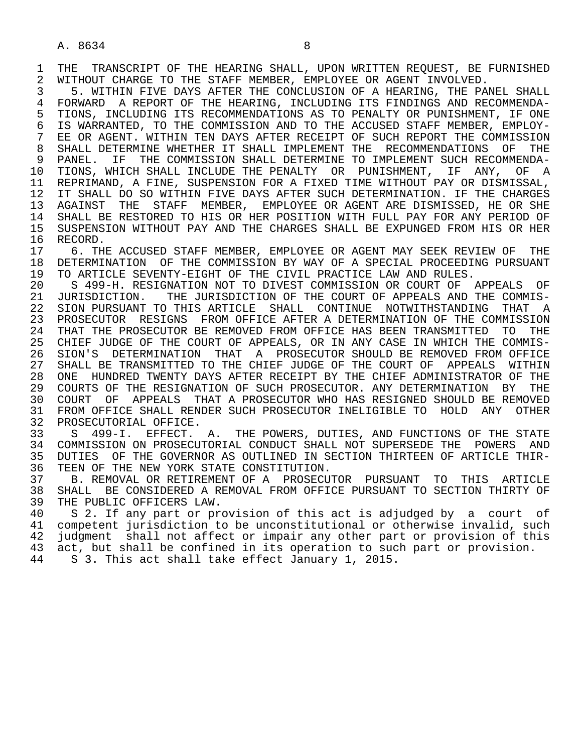THE TRANSCRIPT OF THE HEARING SHALL, UPON WRITTEN REQUEST, BE FURNISHED WITHOUT CHARGE TO THE STAFF MEMBER, EMPLOYEE OR AGENT INVOLVED.

5. WITHIN FIVE DAYS AFTER THE CONCLUSION OF A HEARING, THE PANEL SHALL FORWARD A REPORT OF THE HEARING, INCLUDING ITS FINDINGS AND RECOMMENDATIONS, INCLUDING ITS RECOMMENDATIONS AS TO PENALTY OR PUNISHMENT, IF ONE IS WARRANTED, TO THE COMMISSION AND TO THE ACCUSED STAFF MEMBER, EMPLOYEE OR AGENT. WITHIN TEN DAYS AFTER RECEIPT OF SUCH REPORT THE COMMISSION SHALL DETERMINE WHETHER IT SHALL IMPLEMENT THE RECOMMENDATIONS OF THE PANEL. IF THE COMMISSION SHALL DETERMINE TO IMPLEMENT SUCH RECOMMENDATIONS, WHICH SHALL INCLUDE THE PENALTY OR PUNISHMENT, IF ANY, OF A REPRIMAND, A FINE, SUSPENSION FOR A FIXED TIME WITHOUT PAY OR DISMISSAL, IT SHALL DO SO WITHIN FIVE DAYS AFTER SUCH DETERMINATION. IF THE CHARGES AGAINST THE STAFF MEMBER, EMPLOYEE OR AGENT ARE DISMISSED, HE OR SHE SHALL BE RESTORED TO HIS OR HER POSITION WITH FULL PAY FOR ANY PERIOD OF SUSPENSION WITHOUT PAY AND THE CHARGES SHALL BE EXPUNGED FROM HIS OR HER RECORD.

6. THE ACCUSED STAFF MEMBER, EMPLOYEE OR AGENT MAY SEEK REVIEW OF THE DETERMINATION OF THE COMMISSION BY WAY OF A SPECIAL PROCEEDING PURSUANT TO ARTICLE SEVENTY-EIGHT OF THE CIVIL PRACTICE LAW AND RULES.

S 499-H. RESIGNATION NOT TO DIVEST COMMISSION OR COURT OF APPEALS OF JURISDICTION. THE JURISDICTION OF THE COURT OF APPEALS AND THE COMMISSION PURSUANT TO THIS ARTICLE SHALL CONTINUE NOTWITHSTANDING THAT A PROSECUTOR RESIGNS FROM OFFICE AFTER A DETERMINATION OF THE COMMISSION THAT THE PROSECUTOR BE REMOVED FROM OFFICE HAS BEEN TRANSMITTED TO THE CHIEF JUDGE OF THE COURT OF APPEALS, OR IN ANY CASE IN WHICH THE COMMISSION'S DETERMINATION THAT A PROSECUTOR SHOULD BE REMOVED FROM OFFICE SHALL BE TRANSMITTED TO THE CHIEF JUDGE OF THE COURT OF APPEALS WITHIN ONE HUNDRED TWENTY DAYS AFTER RECEIPT BY THE CHIEF ADMINISTRATOR OF THE COURTS OF THE RESIGNATION OF SUCH PROSECUTOR. ANY DETERMINATION BY THE COURT OF APPEALS THAT A PROSECUTOR WHO HAS RESIGNED SHOULD BE REMOVED FROM OFFICE SHALL RENDER SUCH PROSECUTOR INELIGIBLE TO HOLD ANY OTHER PROSECUTORIAL OFFICE.

S 499-I. EFFECT. A. THE POWERS, DUTIES, AND FUNCTIONS OF THE STATE COMMISSION ON PROSECUTORIAL CONDUCT SHALL NOT SUPERSEDE THE POWERS AND DUTIES OF THE GOVERNOR AS OUTLINED IN SECTION THIRTEEN OF ARTICLE THIRTEEN OF THE NEW YORK STATE CONSTITUTION.

B. REMOVAL OR RETIREMENT OF A PROSECUTOR PURSUANT TO THIS ARTICLE SHALL BE CONSIDERED A REMOVAL FROM OFFICE PURSUANT TO SECTION THIRTY OF THE PUBLIC OFFICERS LAW.

S 2. If any part or provision of this act is adjudged by a court of competent jurisdiction to be unconstitutional or otherwise invalid, such judgment shall not affect or impair any other part or provision of this act, but shall be confined in its operation to such part or provision.

S 3. This act shall take effect January 1, 2015.